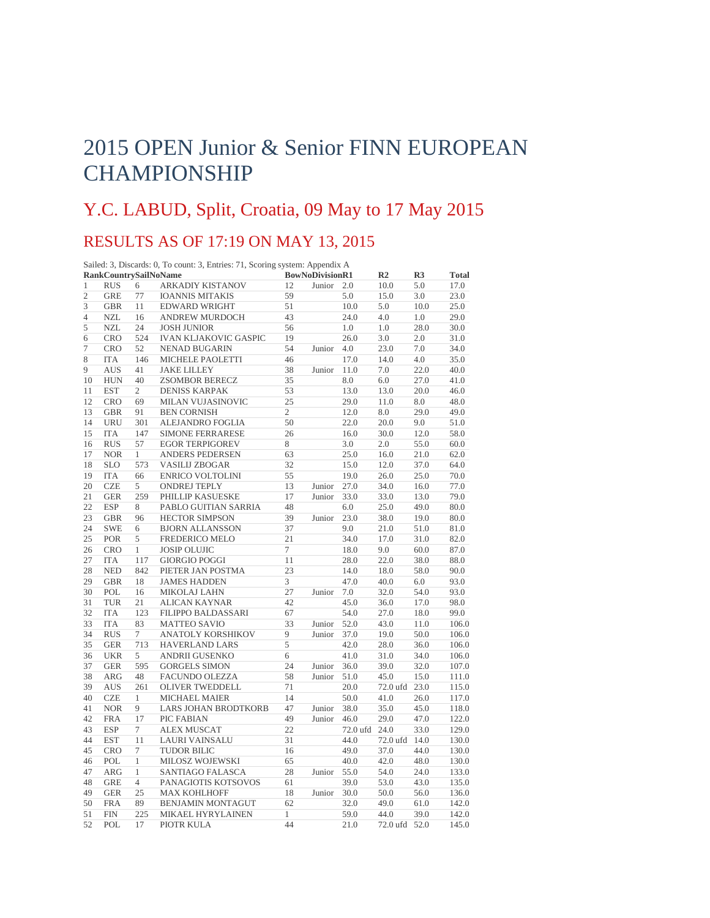# 2015 OPEN Junior & Senior FINN EUROPEAN CHAMPIONSHIP

## Y.C. LABUD, Split, Croatia, 09 May to 17 May 2015

## RESULTS AS OF 17:19 ON MAY 13, 2015

Sailed: 3, Discards: 0, To count: 3, Entries: 71, Scoring system: Appendix A

| Rank | Country | SailNo | Name | BowNo | Division | R1 | R2 | R3 | Total |
|---|---|---|---|---|---|---|---|---|---|
| 1 | RUS | 6 | ARKADIY KISTANOV | 12 | Junior | 2.0 | 10.0 | 5.0 | 17.0 |
| 2 | GRE | 77 | IOANNIS MITAKIS | 59 | | 5.0 | 15.0 | 3.0 | 23.0 |
| 3 | GBR | 11 | EDWARD WRIGHT | 51 | | 10.0 | 5.0 | 10.0 | 25.0 |
| 4 | NZL | 16 | ANDREW MURDOCH | 43 | | 24.0 | 4.0 | 1.0 | 29.0 |
| 5 | NZL | 24 | JOSH JUNIOR | 56 | | 1.0 | 1.0 | 28.0 | 30.0 |
| 6 | CRO | 524 | IVAN KLJAKOVIC GASPIC | 19 | | 26.0 | 3.0 | 2.0 | 31.0 |
| 7 | CRO | 52 | NENAD BUGARIN | 54 | Junior | 4.0 | 23.0 | 7.0 | 34.0 |
| 8 | ITA | 146 | MICHELE PAOLETTI | 46 | | 17.0 | 14.0 | 4.0 | 35.0 |
| 9 | AUS | 41 | JAKE LILLEY | 38 | Junior | 11.0 | 7.0 | 22.0 | 40.0 |
| 10 | HUN | 40 | ZSOMBOR BERECZ | 35 | | 8.0 | 6.0 | 27.0 | 41.0 |
| 11 | EST | 2 | DENISS KARPAK | 53 | | 13.0 | 13.0 | 20.0 | 46.0 |
| 12 | CRO | 69 | MILAN VUJASINOVIC | 25 | | 29.0 | 11.0 | 8.0 | 48.0 |
| 13 | GBR | 91 | BEN CORNISH | 2 | | 12.0 | 8.0 | 29.0 | 49.0 |
| 14 | URU | 301 | ALEJANDRO FOGLIA | 50 | | 22.0 | 20.0 | 9.0 | 51.0 |
| 15 | ITA | 147 | SIMONE FERRARESE | 26 | | 16.0 | 30.0 | 12.0 | 58.0 |
| 16 | RUS | 57 | EGOR TERPIGOREV | 8 | | 3.0 | 2.0 | 55.0 | 60.0 |
| 17 | NOR | 1 | ANDERS PEDERSEN | 63 | | 25.0 | 16.0 | 21.0 | 62.0 |
| 18 | SLO | 573 | VASILIJ ZBOGAR | 32 | | 15.0 | 12.0 | 37.0 | 64.0 |
| 19 | ITA | 66 | ENRICO VOLTOLINI | 55 | | 19.0 | 26.0 | 25.0 | 70.0 |
| 20 | CZE | 5 | ONDREJ TEPLY | 13 | Junior | 27.0 | 34.0 | 16.0 | 77.0 |
| 21 | GER | 259 | PHILLIP KASUESKE | 17 | Junior | 33.0 | 33.0 | 13.0 | 79.0 |
| 22 | ESP | 8 | PABLO GUITIAN SARRIA | 48 | | 6.0 | 25.0 | 49.0 | 80.0 |
| 23 | GBR | 96 | HECTOR SIMPSON | 39 | Junior | 23.0 | 38.0 | 19.0 | 80.0 |
| 24 | SWE | 6 | BJORN ALLANSSON | 37 | | 9.0 | 21.0 | 51.0 | 81.0 |
| 25 | POR | 5 | FREDERICO MELO | 21 | | 34.0 | 17.0 | 31.0 | 82.0 |
| 26 | CRO | 1 | JOSIP OLUJIC | 7 | | 18.0 | 9.0 | 60.0 | 87.0 |
| 27 | ITA | 117 | GIORGIO POGGI | 11 | | 28.0 | 22.0 | 38.0 | 88.0 |
| 28 | NED | 842 | PIETER JAN POSTMA | 23 | | 14.0 | 18.0 | 58.0 | 90.0 |
| 29 | GBR | 18 | JAMES HADDEN | 3 | | 47.0 | 40.0 | 6.0 | 93.0 |
| 30 | POL | 16 | MIKOLAJ LAHN | 27 | Junior | 7.0 | 32.0 | 54.0 | 93.0 |
| 31 | TUR | 21 | ALICAN KAYNAR | 42 | | 45.0 | 36.0 | 17.0 | 98.0 |
| 32 | ITA | 123 | FILIPPO BALDASSARI | 67 | | 54.0 | 27.0 | 18.0 | 99.0 |
| 33 | ITA | 83 | MATTEO SAVIO | 33 | Junior | 52.0 | 43.0 | 11.0 | 106.0 |
| 34 | RUS | 7 | ANATOLY KORSHIKOV | 9 | Junior | 37.0 | 19.0 | 50.0 | 106.0 |
| 35 | GER | 713 | HAVERLAND LARS | 5 | | 42.0 | 28.0 | 36.0 | 106.0 |
| 36 | UKR | 5 | ANDRII GUSENKO | 6 | | 41.0 | 31.0 | 34.0 | 106.0 |
| 37 | GER | 595 | GORGELS SIMON | 24 | Junior | 36.0 | 39.0 | 32.0 | 107.0 |
| 38 | ARG | 48 | FACUNDO OLEZZA | 58 | Junior | 51.0 | 45.0 | 15.0 | 111.0 |
| 39 | AUS | 261 | OLIVER TWEDDELL | 71 | | 20.0 | 72.0 ufd | 23.0 | 115.0 |
| 40 | CZE | 1 | MICHAEL MAIER | 14 | | 50.0 | 41.0 | 26.0 | 117.0 |
| 41 | NOR | 9 | LARS JOHAN BRODTKORB | 47 | Junior | 38.0 | 35.0 | 45.0 | 118.0 |
| 42 | FRA | 17 | PIC FABIAN | 49 | Junior | 46.0 | 29.0 | 47.0 | 122.0 |
| 43 | ESP | 7 | ALEX MUSCAT | 22 | | 72.0 ufd | 24.0 | 33.0 | 129.0 |
| 44 | EST | 11 | LAURI VAINSALU | 31 | | 44.0 | 72.0 ufd | 14.0 | 130.0 |
| 45 | CRO | 7 | TUDOR BILIC | 16 | | 49.0 | 37.0 | 44.0 | 130.0 |
| 46 | POL | 1 | MILOSZ WOJEWSKI | 65 | | 40.0 | 42.0 | 48.0 | 130.0 |
| 47 | ARG | 1 | SANTIAGO FALASCA | 28 | Junior | 55.0 | 54.0 | 24.0 | 133.0 |
| 48 | GRE | 4 | PANAGIOTIS KOTSOVOS | 61 | | 39.0 | 53.0 | 43.0 | 135.0 |
| 49 | GER | 25 | MAX KOHLHOFF | 18 | Junior | 30.0 | 50.0 | 56.0 | 136.0 |
| 50 | FRA | 89 | BENJAMIN MONTAGUT | 62 | | 32.0 | 49.0 | 61.0 | 142.0 |
| 51 | FIN | 225 | MIKAEL HYRYLAINEN | 1 | | 59.0 | 44.0 | 39.0 | 142.0 |
| 52 | POL | 17 | PIOTR KULA | 44 | | 21.0 | 72.0 ufd | 52.0 | 145.0 |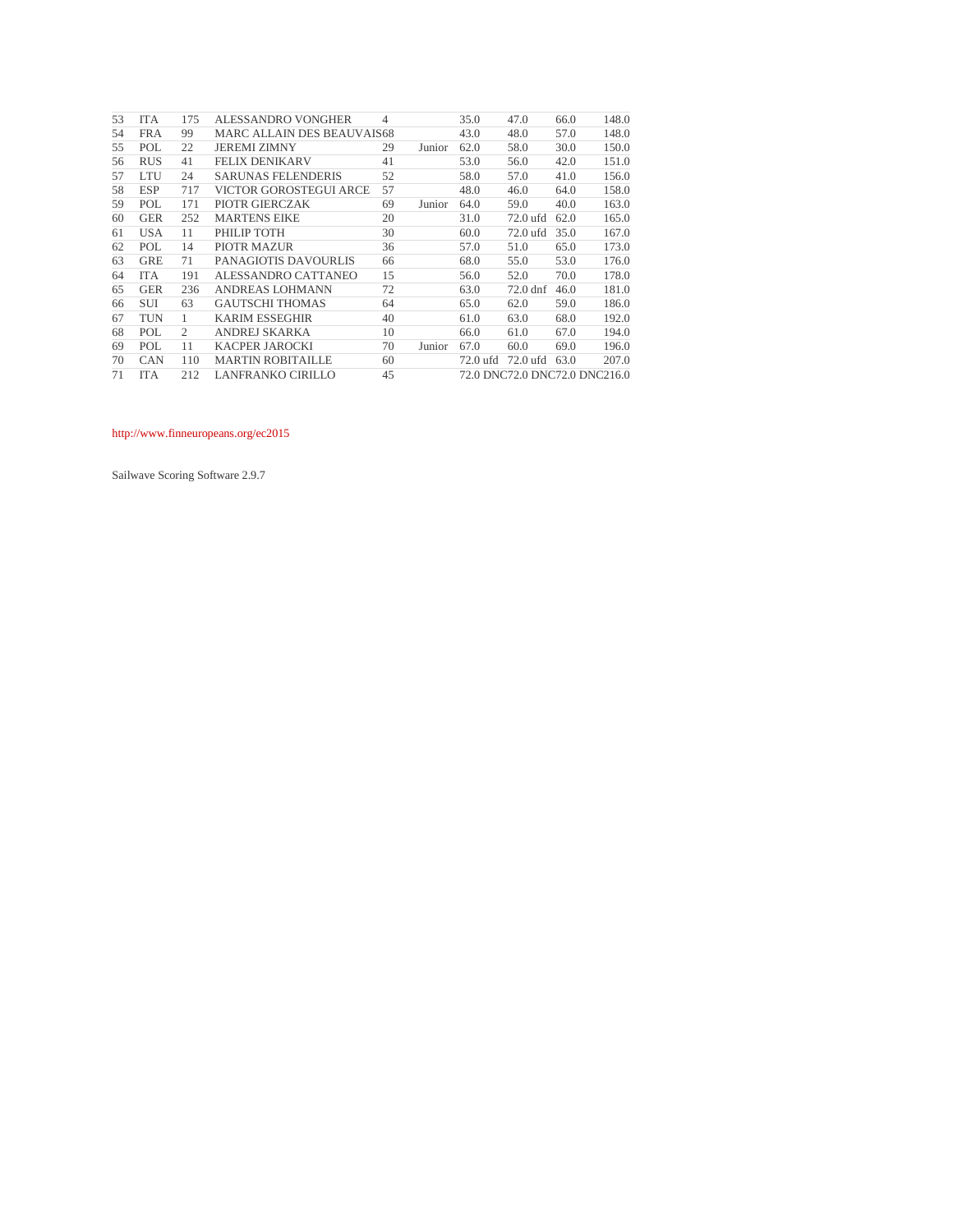| | | | | | | | | | |
|---|---|---|---|---|---|---|---|---|---|
| 53 | ITA | 175 | ALESSANDRO VONGHER | 4 | | 35.0 | 47.0 | 66.0 | 148.0 |
| 54 | FRA | 99 | MARC ALLAIN DES BEAUVAIS | 68 | | 43.0 | 48.0 | 57.0 | 148.0 |
| 55 | POL | 22 | JEREMI ZIMNY | 29 | Junior | 62.0 | 58.0 | 30.0 | 150.0 |
| 56 | RUS | 41 | FELIX DENIKARV | 41 | | 53.0 | 56.0 | 42.0 | 151.0 |
| 57 | LTU | 24 | SARUNAS FELENDERIS | 52 | | 58.0 | 57.0 | 41.0 | 156.0 |
| 58 | ESP | 717 | VICTOR GOROSTEGUI ARCE | 57 | | 48.0 | 46.0 | 64.0 | 158.0 |
| 59 | POL | 171 | PIOTR GIERCZAK | 69 | Junior | 64.0 | 59.0 | 40.0 | 163.0 |
| 60 | GER | 252 | MARTENS EIKE | 20 | | 31.0 | 72.0 ufd | 62.0 | 165.0 |
| 61 | USA | 11 | PHILIP TOTH | 30 | | 60.0 | 72.0 ufd | 35.0 | 167.0 |
| 62 | POL | 14 | PIOTR MAZUR | 36 | | 57.0 | 51.0 | 65.0 | 173.0 |
| 63 | GRE | 71 | PANAGIOTIS DAVOURLIS | 66 | | 68.0 | 55.0 | 53.0 | 176.0 |
| 64 | ITA | 191 | ALESSANDRO CATTANEO | 15 | | 56.0 | 52.0 | 70.0 | 178.0 |
| 65 | GER | 236 | ANDREAS LOHMANN | 72 | | 63.0 | 72.0 dnf | 46.0 | 181.0 |
| 66 | SUI | 63 | GAUTSCHI THOMAS | 64 | | 65.0 | 62.0 | 59.0 | 186.0 |
| 67 | TUN | 1 | KARIM ESSEGHIR | 40 | | 61.0 | 63.0 | 68.0 | 192.0 |
| 68 | POL | 2 | ANDREJ SKARKA | 10 | | 66.0 | 61.0 | 67.0 | 194.0 |
| 69 | POL | 11 | KACPER JAROCKI | 70 | Junior | 67.0 | 60.0 | 69.0 | 196.0 |
| 70 | CAN | 110 | MARTIN ROBITAILLE | 60 | | 72.0 ufd | 72.0 ufd | 63.0 | 207.0 |
| 71 | ITA | 212 | LANFRANKO CIRILLO | 45 | | 72.0 DNC | 72.0 DNC | 72.0 DNC | 216.0 |

http://www.finneuropeans.org/ec2015

Sailwave Scoring Software 2.9.7